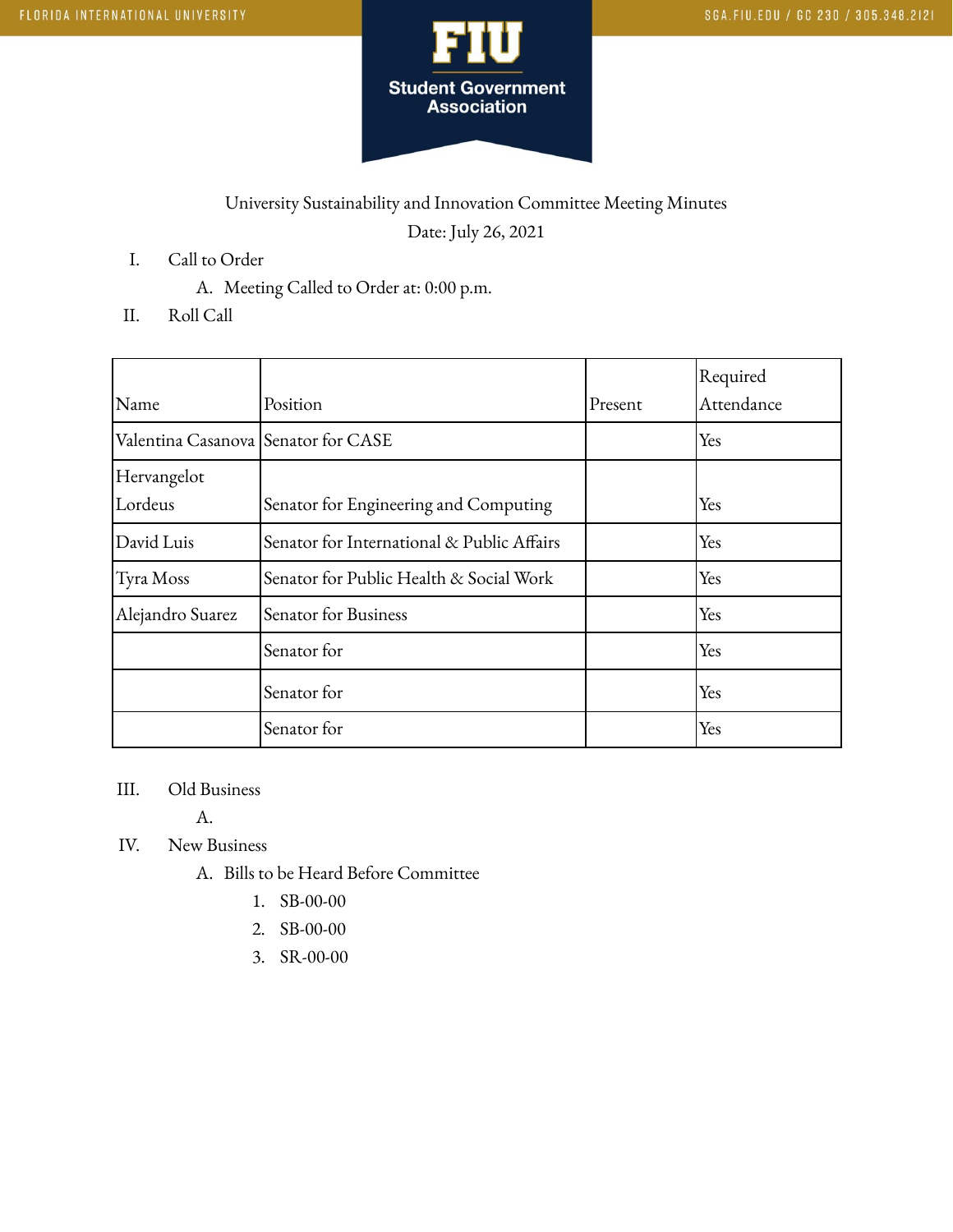University Sustainability and Innovation Committee Meeting Minutes

Date: July 26, 2021

I. Call to Order

A. Meeting Called to Order at: 0:00 p.m.

II. Roll Call

| Name | Position | Present | Required Attendance |
|---|---|---|---|
| Valentina Casanova | Senator for CASE | | Yes |
| Hervangelot Lordeus | Senator for Engineering and Computing | | Yes |
| David Luis | Senator for International & Public Affairs | | Yes |
| Tyra Moss | Senator for Public Health & Social Work | | Yes |
| Alejandro Suarez | Senator for Business | | Yes |
| | Senator for | | Yes |
| | Senator for | | Yes |
| | Senator for | | Yes |

III. Old Business

A.

IV. New Business

A. Bills to be Heard Before Committee

1. SB-00-00
2. SB-00-00
3. SR-00-00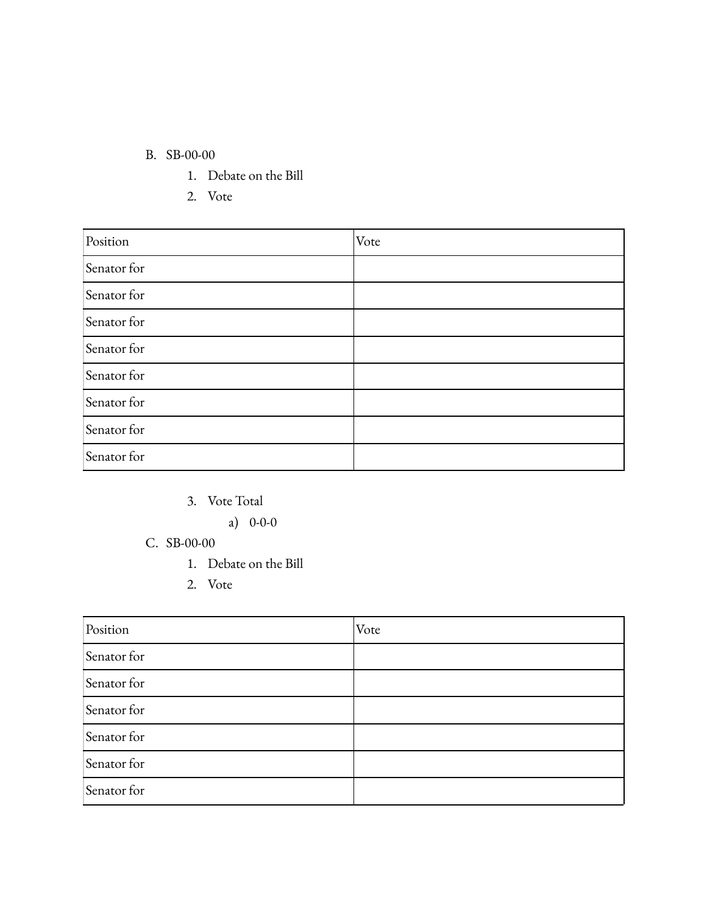B. SB-00-00
   1. Debate on the Bill
   2. Vote

| Position | Vote |
| --- | --- |
| Senator for | |
| Senator for | |
| Senator for | |
| Senator for | |
| Senator for | |
| Senator for | |
| Senator for | |
| Senator for | |

   3. Vote Total
      a) 0-0-0

C. SB-00-00
   1. Debate on the Bill
   2. Vote

| Position | Vote |
| --- | --- |
| Senator for | |
| Senator for | |
| Senator for | |
| Senator for | |
| Senator for | |
| Senator for | |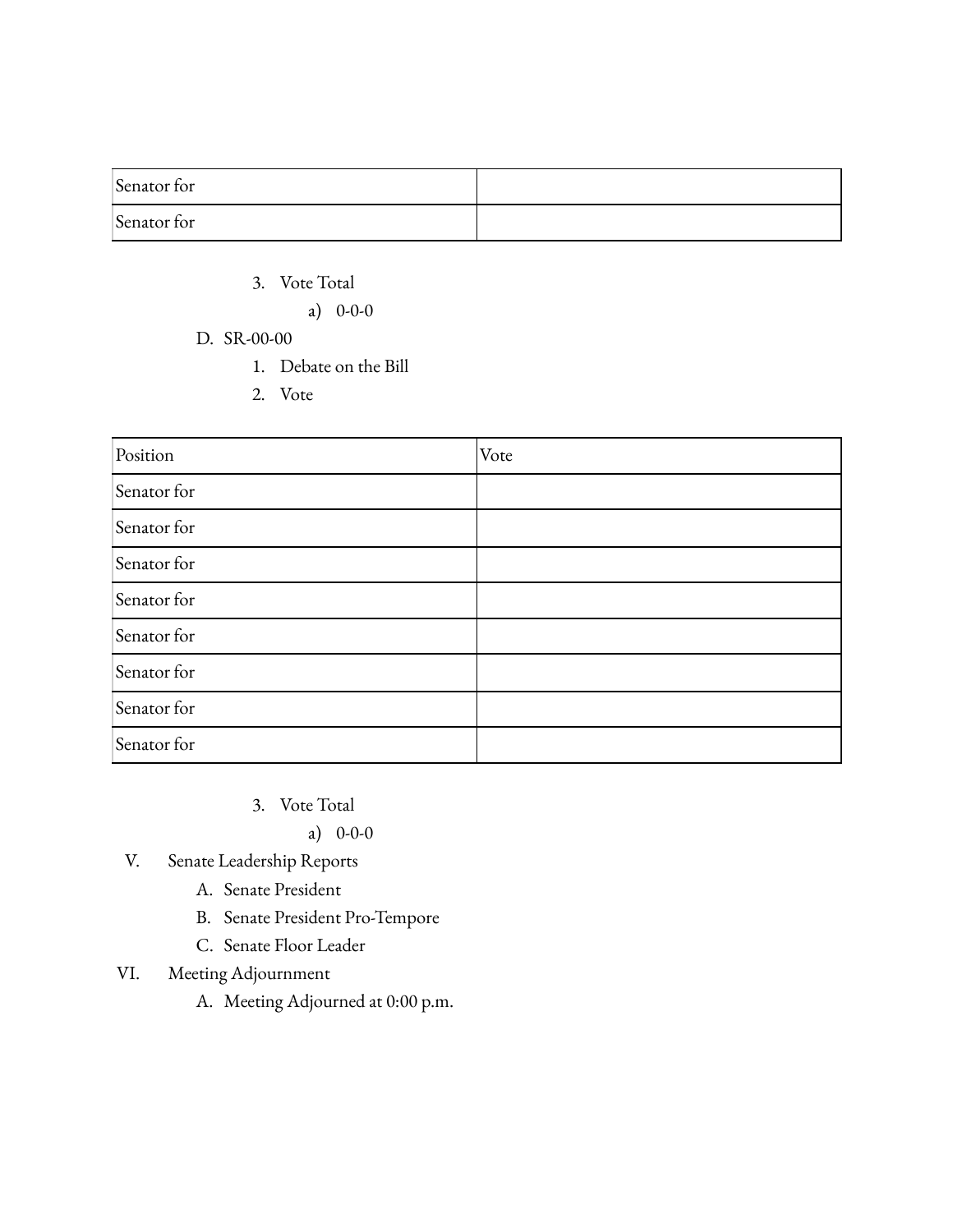| | |
|---|---|
| Senator for | |
| Senator for | |

3. Vote Total
    a) 0-0-0

D. SR-00-00
    1. Debate on the Bill
    2. Vote

| Position | Vote |
|---|---|
| Senator for | |
| Senator for | |
| Senator for | |
| Senator for | |
| Senator for | |
| Senator for | |
| Senator for | |
| Senator for | |

3. Vote Total
    a) 0-0-0

V. Senate Leadership Reports
    A. Senate President
    B. Senate President Pro-Tempore
    C. Senate Floor Leader

VI. Meeting Adjournment
    A. Meeting Adjourned at 0:00 p.m.